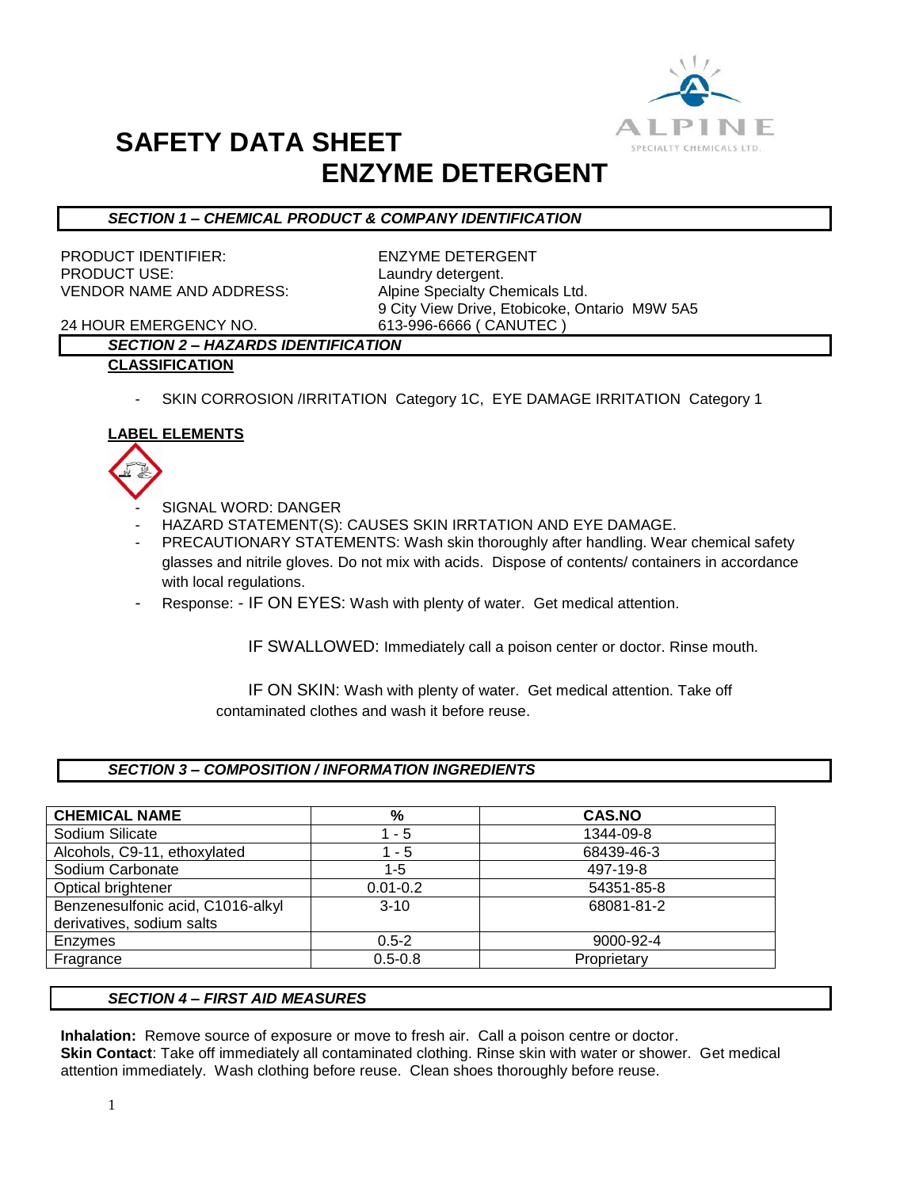# SAFETY DATA SHEET
# ENZYME DETERGENT

### *SECTION 1 – CHEMICAL PRODUCT & COMPANY IDENTIFICATION*

PRODUCT IDENTIFIER: ENZYME DETERGENT
PRODUCT USE: Laundry detergent.
VENDOR NAME AND ADDRESS: Alpine Specialty Chemicals Ltd.
9 City View Drive, Etobicoke, Ontario M9W 5A5
24 HOUR EMERGENCY NO. 613-996-6666 ( CANUTEC )

### *SECTION 2 – HAZARDS IDENTIFICATION*

**CLASSIFICATION**

- SKIN CORROSION /IRRITATION Category 1C, EYE DAMAGE IRRITATION Category 1

**LABEL ELEMENTS**

- SIGNAL WORD: DANGER
- HAZARD STATEMENT(S): CAUSES SKIN IRRTATION AND EYE DAMAGE.
- PRECAUTIONARY STATEMENTS: Wash skin thoroughly after handling. Wear chemical safety glasses and nitrile gloves. Do not mix with acids. Dispose of contents/ containers in accordance with local regulations.
- Response: - IF ON EYES: Wash with plenty of water. Get medical attention.

  IF SWALLOWED: Immediately call a poison center or doctor. Rinse mouth.

  IF ON SKIN: Wash with plenty of water. Get medical attention. Take off contaminated clothes and wash it before reuse.

### *SECTION 3 – COMPOSITION / INFORMATION INGREDIENTS*

| CHEMICAL NAME | % | CAS.NO |
|---|---|---|
| Sodium Silicate | 1 - 5 | 1344-09-8 |
| Alcohols, C9-11, ethoxylated | 1 - 5 | 68439-46-3 |
| Sodium Carbonate | 1-5 | 497-19-8 |
| Optical brightener | 0.01-0.2 | 54351-85-8 |
| Benzenesulfonic acid, C1016-alkyl derivatives, sodium salts | 3-10 | 68081-81-2 |
| Enzymes | 0.5-2 | 9000-92-4 |
| Fragrance | 0.5-0.8 | Proprietary |

### *SECTION 4 – FIRST AID MEASURES*

**Inhalation:** Remove source of exposure or move to fresh air. Call a poison centre or doctor.
**Skin Contact**: Take off immediately all contaminated clothing. Rinse skin with water or shower. Get medical attention immediately. Wash clothing before reuse. Clean shoes thoroughly before reuse.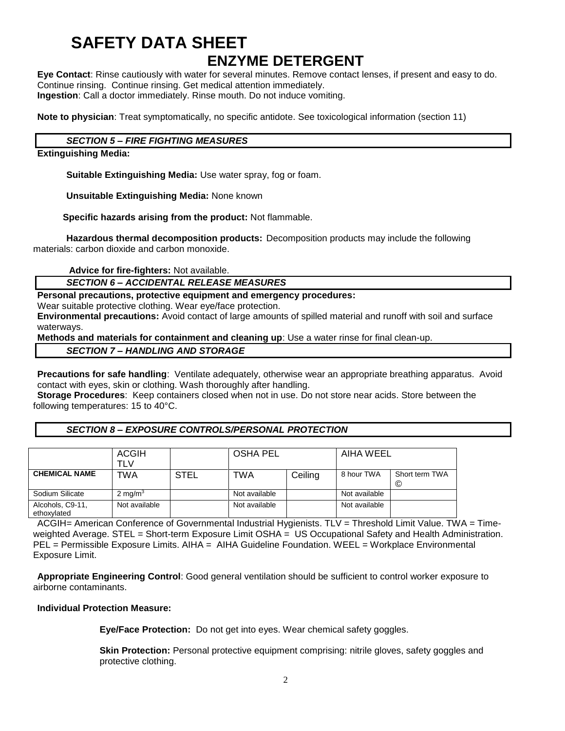# SAFETY DATA SHEET

## ENZYME DETERGENT

**Eye Contact**: Rinse cautiously with water for several minutes. Remove contact lenses, if present and easy to do. Continue rinsing. Continue rinsing. Get medical attention immediately.
**Ingestion**: Call a doctor immediately. Rinse mouth. Do not induce vomiting.

**Note to physician**: Treat symptomatically, no specific antidote. See toxicological information (section 11)

### *SECTION 5 – FIRE FIGHTING MEASURES*

**Extinguishing Media:**

**Suitable Extinguishing Media:** Use water spray, fog or foam.

**Unsuitable Extinguishing Media:** None known

**Specific hazards arising from the product:** Not flammable.

**Hazardous thermal decomposition products:** Decomposition products may include the following materials: carbon dioxide and carbon monoxide.

**Advice for fire-fighters:** Not available.

### *SECTION 6 – ACCIDENTAL RELEASE MEASURES*

**Personal precautions, protective equipment and emergency procedures:**
Wear suitable protective clothing. Wear eye/face protection.
**Environmental precautions:** Avoid contact of large amounts of spilled material and runoff with soil and surface waterways.
**Methods and materials for containment and cleaning up**: Use a water rinse for final clean-up.

### *SECTION 7 – HANDLING AND STORAGE*

**Precautions for safe handling**: Ventilate adequately, otherwise wear an appropriate breathing apparatus. Avoid contact with eyes, skin or clothing. Wash thoroughly after handling.
**Storage Procedures**: Keep containers closed when not in use. Do not store near acids. Store between the following temperatures: 15 to 40°C.

### *SECTION 8 – EXPOSURE CONTROLS/PERSONAL PROTECTION*

| | ACGIH TLV | | OSHA PEL | | AIHA WEEL | |
|---|---|---|---|---|---|---|
| **CHEMICAL NAME** | TWA | STEL | TWA | Ceiling | 8 hour TWA | Short term TWA © |
| Sodium Silicate | 2 mg/m$^3$ | | Not available | | Not available | |
| Alcohols, C9-11, ethoxylated | Not available | | Not available | | Not available | |

ACGIH= American Conference of Governmental Industrial Hygienists. TLV = Threshold Limit Value. TWA = Time-weighted Average. STEL = Short-term Exposure Limit OSHA = US Occupational Safety and Health Administration. PEL = Permissible Exposure Limits. AIHA = AIHA Guideline Foundation. WEEL = Workplace Environmental Exposure Limit.

**Appropriate Engineering Control**: Good general ventilation should be sufficient to control worker exposure to airborne contaminants.

**Individual Protection Measure:**

**Eye/Face Protection:** Do not get into eyes. Wear chemical safety goggles.

**Skin Protection:** Personal protective equipment comprising: nitrile gloves, safety goggles and protective clothing.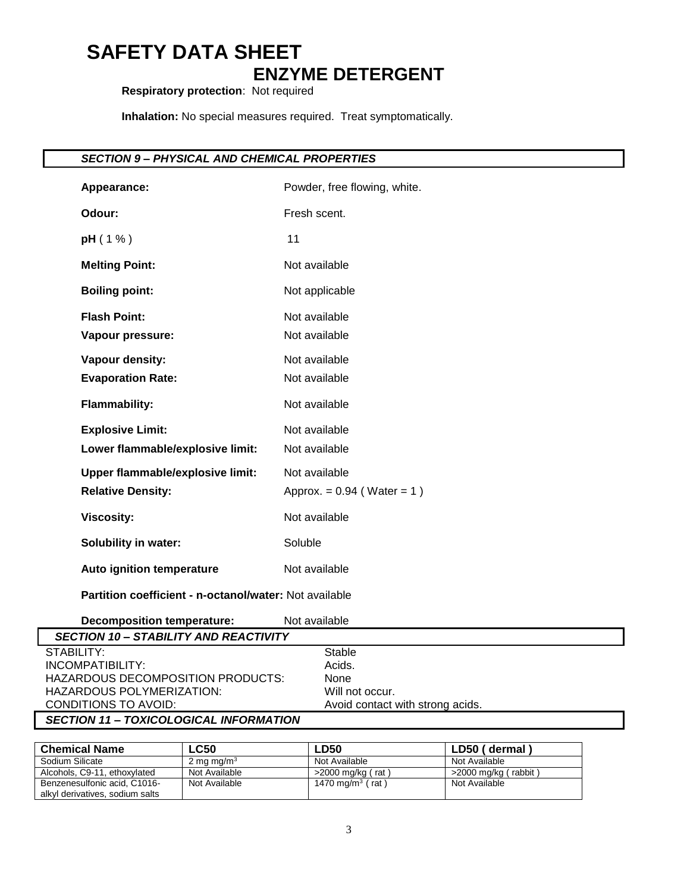# SAFETY DATA SHEET

## ENZYME DETERGENT

**Respiratory protection**: Not required

**Inhalation:** No special measures required. Treat symptomatically.

### *SECTION 9 – PHYSICAL AND CHEMICAL PROPERTIES*

**Appearance:** Powder, free flowing, white.

**Odour:** Fresh scent.

**pH** ( 1 % ) 11

**Melting Point:** Not available

**Boiling point:** Not applicable

**Flash Point:** Not available

**Vapour pressure:** Not available

**Vapour density:** Not available

**Evaporation Rate:** Not available

**Flammability:** Not available

**Explosive Limit:** Not available

**Lower flammable/explosive limit:** Not available

**Upper flammable/explosive limit:** Not available

**Relative Density:** Approx. = 0.94 ( Water = 1 )

**Viscosity:** Not available

**Solubility in water:** Soluble

**Auto ignition temperature** Not available

**Partition coefficient - n-octanol/water:** Not available

**Decomposition temperature:** Not available

### *SECTION 10 – STABILITY AND REACTIVITY*

STABILITY: Stable

INCOMPATIBILITY: Acids.

HAZARDOUS DECOMPOSITION PRODUCTS: None

HAZARDOUS POLYMERIZATION: Will not occur.

CONDITIONS TO AVOID: Avoid contact with strong acids.

### *SECTION 11 – TOXICOLOGICAL INFORMATION*

| Chemical Name | LC50 | LD50 | LD50 ( dermal ) |
|---|---|---|---|
| Sodium Silicate | 2 mg mg/m$^3$ | Not Available | Not Available |
| Alcohols, C9-11, ethoxylated | Not Available | >2000 mg/kg ( rat ) | >2000 mg/kg ( rabbit ) |
| Benzenesulfonic acid, C1016-alkyl derivatives, sodium salts | Not Available | 1470 mg/m$^3$ ( rat ) | Not Available |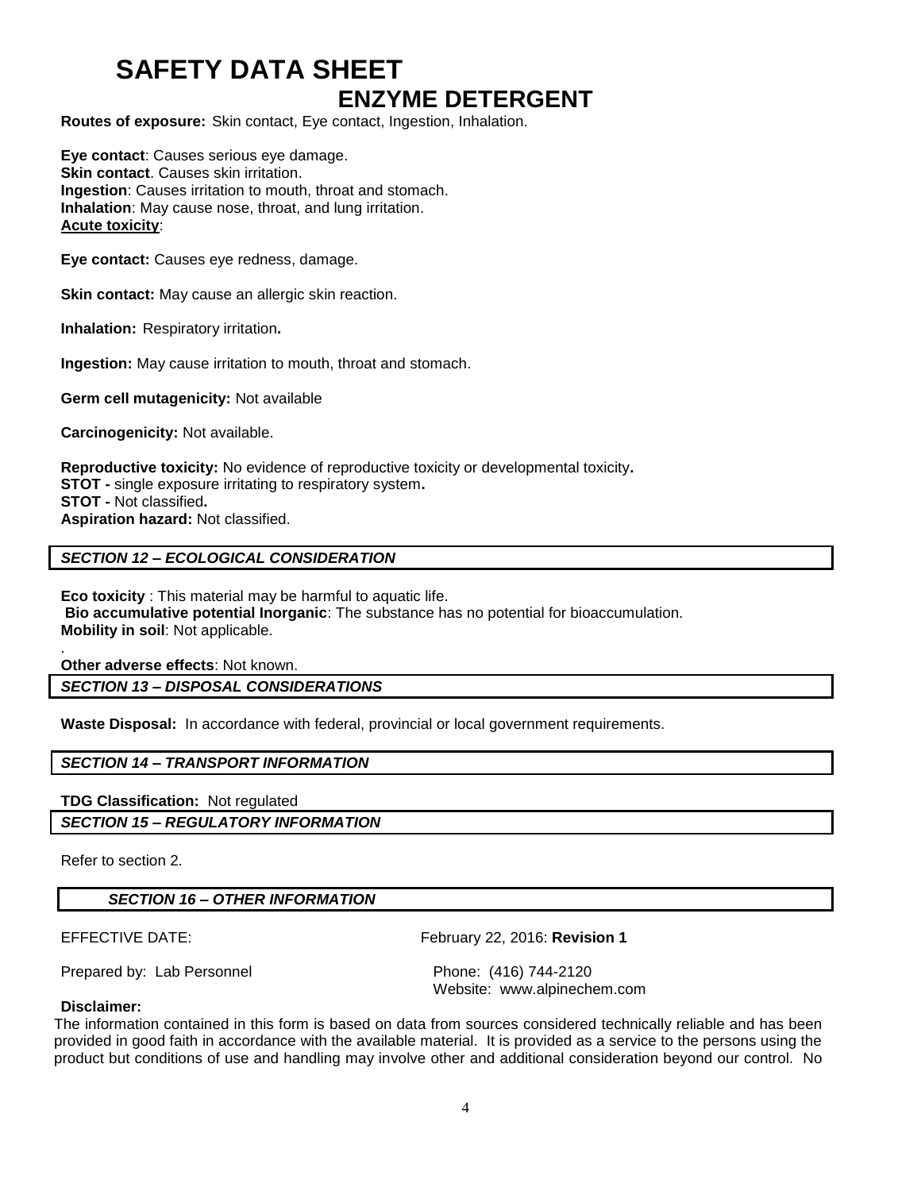# SAFETY DATA SHEET

## ENZYME DETERGENT

**Routes of exposure:** Skin contact, Eye contact, Ingestion, Inhalation.

**Eye contact**: Causes serious eye damage.
**Skin contact**. Causes skin irritation.
**Ingestion**: Causes irritation to mouth, throat and stomach.
**Inhalation**: May cause nose, throat, and lung irritation.
**Acute toxicity**:

**Eye contact:** Causes eye redness, damage.

**Skin contact:** May cause an allergic skin reaction.

**Inhalation:** Respiratory irritation**.**

**Ingestion:** May cause irritation to mouth, throat and stomach.

**Germ cell mutagenicity:** Not available

**Carcinogenicity:** Not available.

**Reproductive toxicity:** No evidence of reproductive toxicity or developmental toxicity**.**
**STOT -** single exposure irritating to respiratory system**.**
**STOT -** Not classified**.**
**Aspiration hazard:** Not classified.

### *SECTION 12 – ECOLOGICAL CONSIDERATION*

**Eco toxicity** : This material may be harmful to aquatic life.
**Bio accumulative potential Inorganic**: The substance has no potential for bioaccumulation.
**Mobility in soil**: Not applicable.
.
**Other adverse effects**: Not known.

### *SECTION 13 – DISPOSAL CONSIDERATIONS*

**Waste Disposal:** In accordance with federal, provincial or local government requirements.

### *SECTION 14 – TRANSPORT INFORMATION*

**TDG Classification:** Not regulated

### *SECTION 15 – REGULATORY INFORMATION*

Refer to section 2.

### *SECTION 16 – OTHER INFORMATION*

EFFECTIVE DATE: February 22, 2016: **Revision 1**

Prepared by: Lab Personnel

Phone: (416) 744-2120
Website: www.alpinechem.com

**Disclaimer:**
The information contained in this form is based on data from sources considered technically reliable and has been provided in good faith in accordance with the available material. It is provided as a service to the persons using the product but conditions of use and handling may involve other and additional consideration beyond our control. No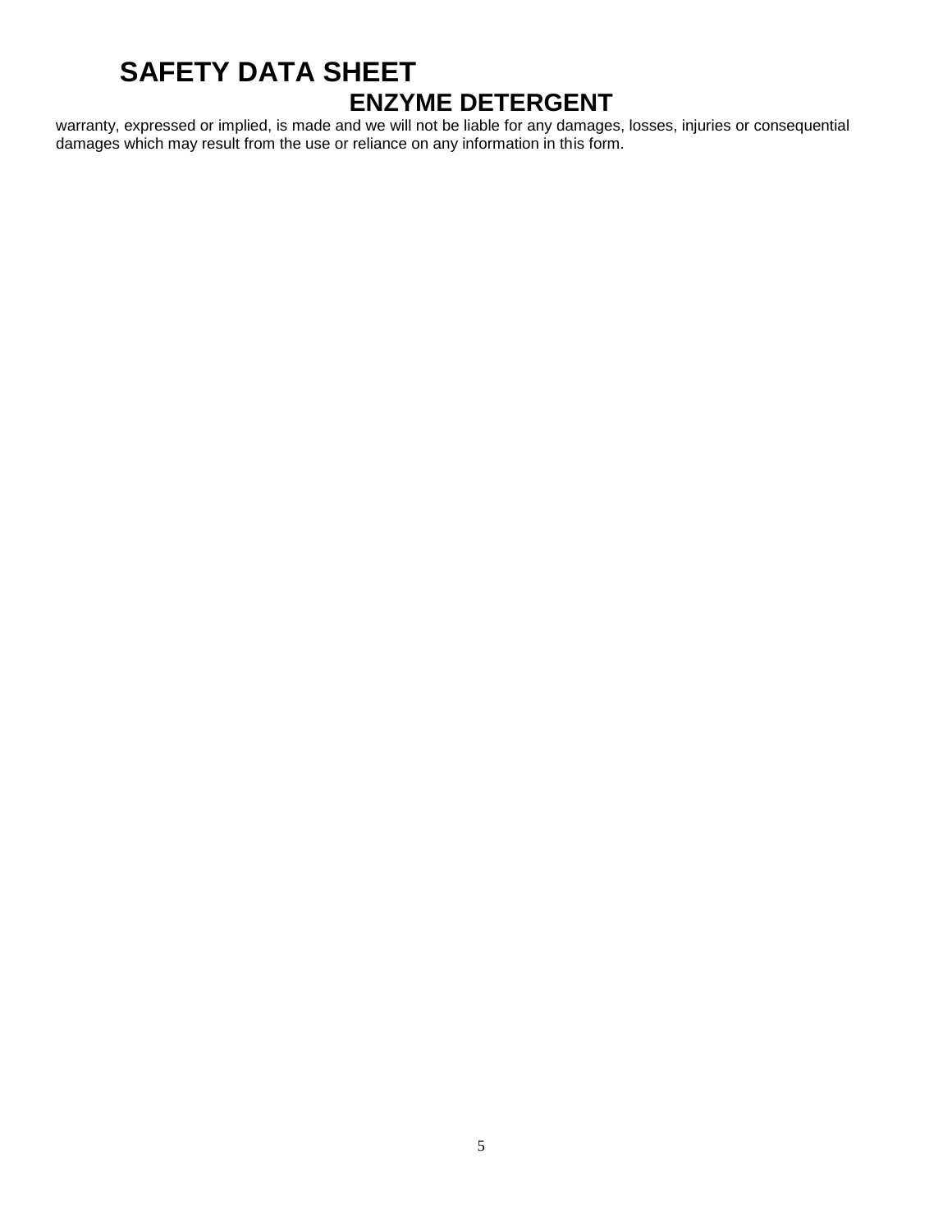warranty, expressed or implied, is made and we will not be liable for any damages, losses, injuries or consequential damages which may result from the use or reliance on any information in this form.